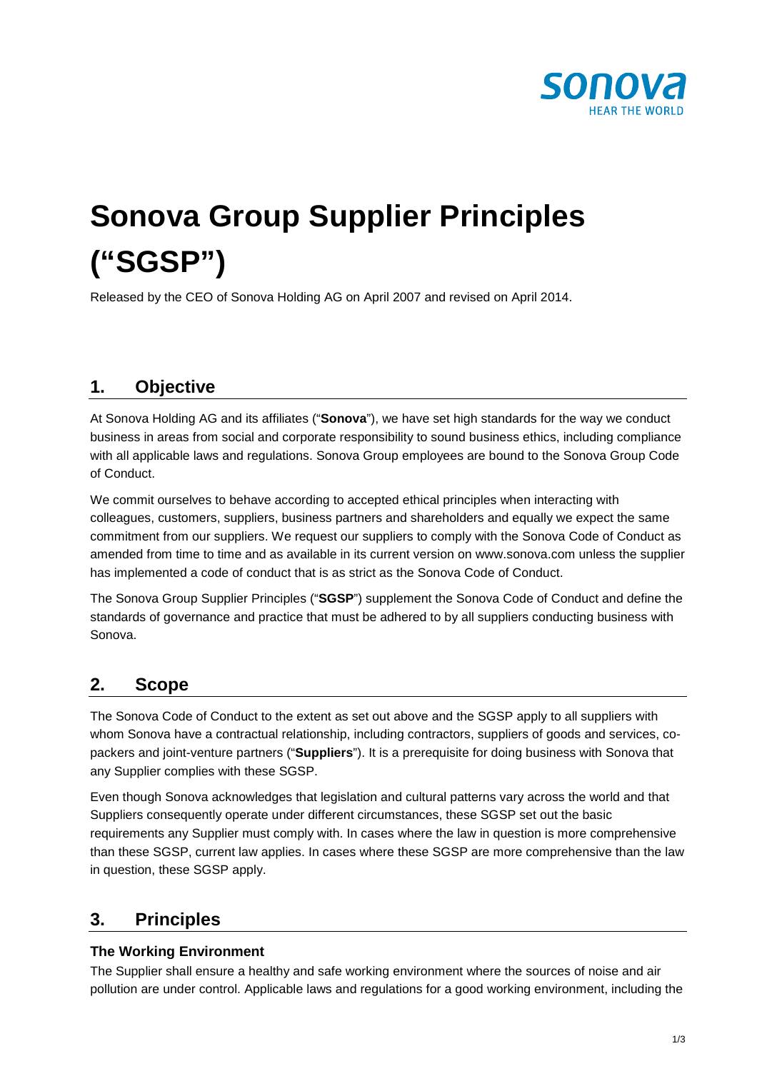# Sonova Group Supplier Principles ("SGSP")

Released by the CEO of Sonova Holding AG on April 2007 and revised on April 2014.

## 1. Objective

At Sonova Holding AG and its affiliates ("**Sonova**"), we have set high standards for the way we conduct business in areas from social and corporate responsibility to sound business ethics, including compliance with all applicable laws and regulations. Sonova Group employees are bound to the Sonova Group Code of Conduct.

We commit ourselves to behave according to accepted ethical principles when interacting with colleagues, customers, suppliers, business partners and shareholders and equally we expect the same commitment from our suppliers. We request our suppliers to comply with the Sonova Code of Conduct as amended from time to time and as available in its current version on www.sonova.com unless the supplier has implemented a code of conduct that is as strict as the Sonova Code of Conduct.

The Sonova Group Supplier Principles ("**SGSP**") supplement the Sonova Code of Conduct and define the standards of governance and practice that must be adhered to by all suppliers conducting business with Sonova.

## 2. Scope

The Sonova Code of Conduct to the extent as set out above and the SGSP apply to all suppliers with whom Sonova have a contractual relationship, including contractors, suppliers of goods and services, co-packers and joint-venture partners ("**Suppliers**"). It is a prerequisite for doing business with Sonova that any Supplier complies with these SGSP.

Even though Sonova acknowledges that legislation and cultural patterns vary across the world and that Suppliers consequently operate under different circumstances, these SGSP set out the basic requirements any Supplier must comply with. In cases where the law in question is more comprehensive than these SGSP, current law applies. In cases where these SGSP are more comprehensive than the law in question, these SGSP apply.

## 3. Principles

### The Working Environment

The Supplier shall ensure a healthy and safe working environment where the sources of noise and air pollution are under control. Applicable laws and regulations for a good working environment, including the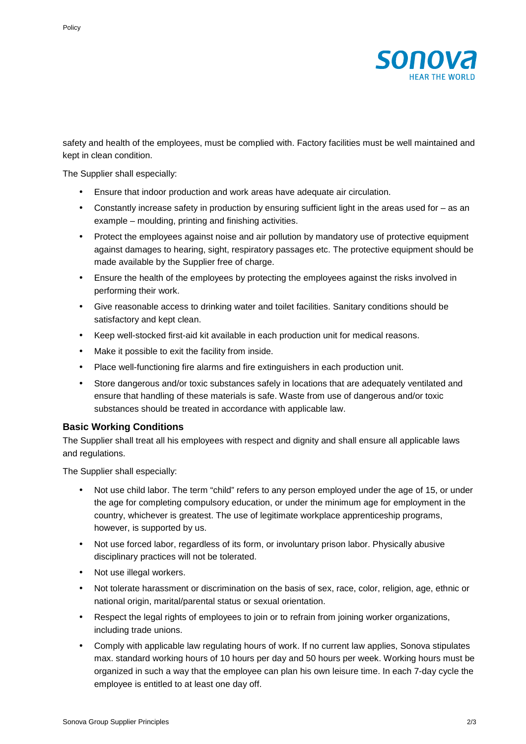safety and health of the employees, must be complied with. Factory facilities must be well maintained and kept in clean condition.

The Supplier shall especially:

- Ensure that indoor production and work areas have adequate air circulation.
- Constantly increase safety in production by ensuring sufficient light in the areas used for – as an example – moulding, printing and finishing activities.
- Protect the employees against noise and air pollution by mandatory use of protective equipment against damages to hearing, sight, respiratory passages etc. The protective equipment should be made available by the Supplier free of charge.
- Ensure the health of the employees by protecting the employees against the risks involved in performing their work.
- Give reasonable access to drinking water and toilet facilities. Sanitary conditions should be satisfactory and kept clean.
- Keep well-stocked first-aid kit available in each production unit for medical reasons.
- Make it possible to exit the facility from inside.
- Place well-functioning fire alarms and fire extinguishers in each production unit.
- Store dangerous and/or toxic substances safely in locations that are adequately ventilated and ensure that handling of these materials is safe. Waste from use of dangerous and/or toxic substances should be treated in accordance with applicable law.

### Basic Working Conditions

The Supplier shall treat all his employees with respect and dignity and shall ensure all applicable laws and regulations.

The Supplier shall especially:

- Not use child labor. The term "child" refers to any person employed under the age of 15, or under the age for completing compulsory education, or under the minimum age for employment in the country, whichever is greatest. The use of legitimate workplace apprenticeship programs, however, is supported by us.
- Not use forced labor, regardless of its form, or involuntary prison labor. Physically abusive disciplinary practices will not be tolerated.
- Not use illegal workers.
- Not tolerate harassment or discrimination on the basis of sex, race, color, religion, age, ethnic or national origin, marital/parental status or sexual orientation.
- Respect the legal rights of employees to join or to refrain from joining worker organizations, including trade unions.
- Comply with applicable law regulating hours of work. If no current law applies, Sonova stipulates max. standard working hours of 10 hours per day and 50 hours per week. Working hours must be organized in such a way that the employee can plan his own leisure time. In each 7-day cycle the employee is entitled to at least one day off.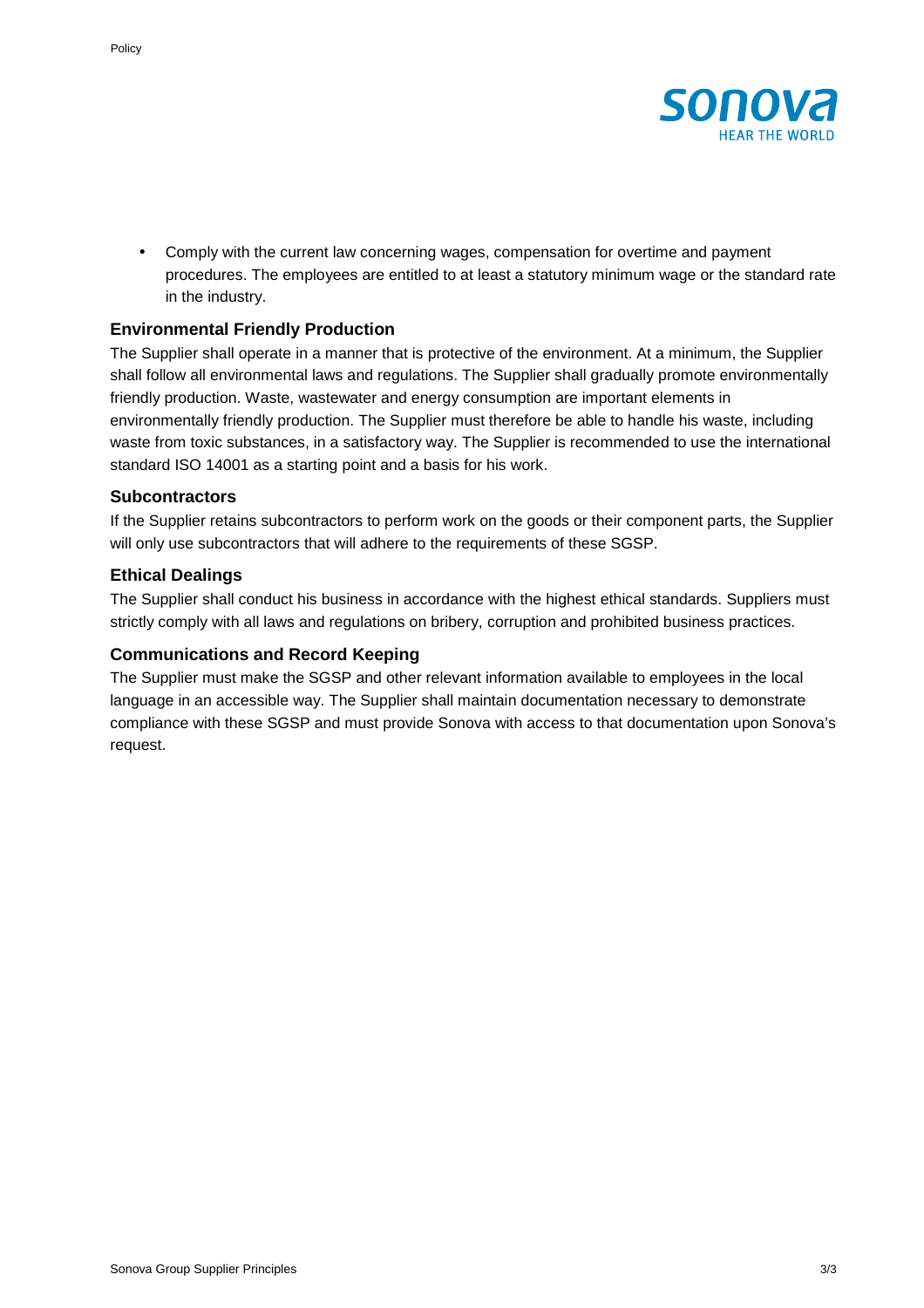- Comply with the current law concerning wages, compensation for overtime and payment procedures. The employees are entitled to at least a statutory minimum wage or the standard rate in the industry.

### Environmental Friendly Production

The Supplier shall operate in a manner that is protective of the environment. At a minimum, the Supplier shall follow all environmental laws and regulations. The Supplier shall gradually promote environmentally friendly production. Waste, wastewater and energy consumption are important elements in environmentally friendly production. The Supplier must therefore be able to handle his waste, including waste from toxic substances, in a satisfactory way. The Supplier is recommended to use the international standard ISO 14001 as a starting point and a basis for his work.

### Subcontractors

If the Supplier retains subcontractors to perform work on the goods or their component parts, the Supplier will only use subcontractors that will adhere to the requirements of these SGSP.

### Ethical Dealings

The Supplier shall conduct his business in accordance with the highest ethical standards. Suppliers must strictly comply with all laws and regulations on bribery, corruption and prohibited business practices.

### Communications and Record Keeping

The Supplier must make the SGSP and other relevant information available to employees in the local language in an accessible way. The Supplier shall maintain documentation necessary to demonstrate compliance with these SGSP and must provide Sonova with access to that documentation upon Sonova's request.